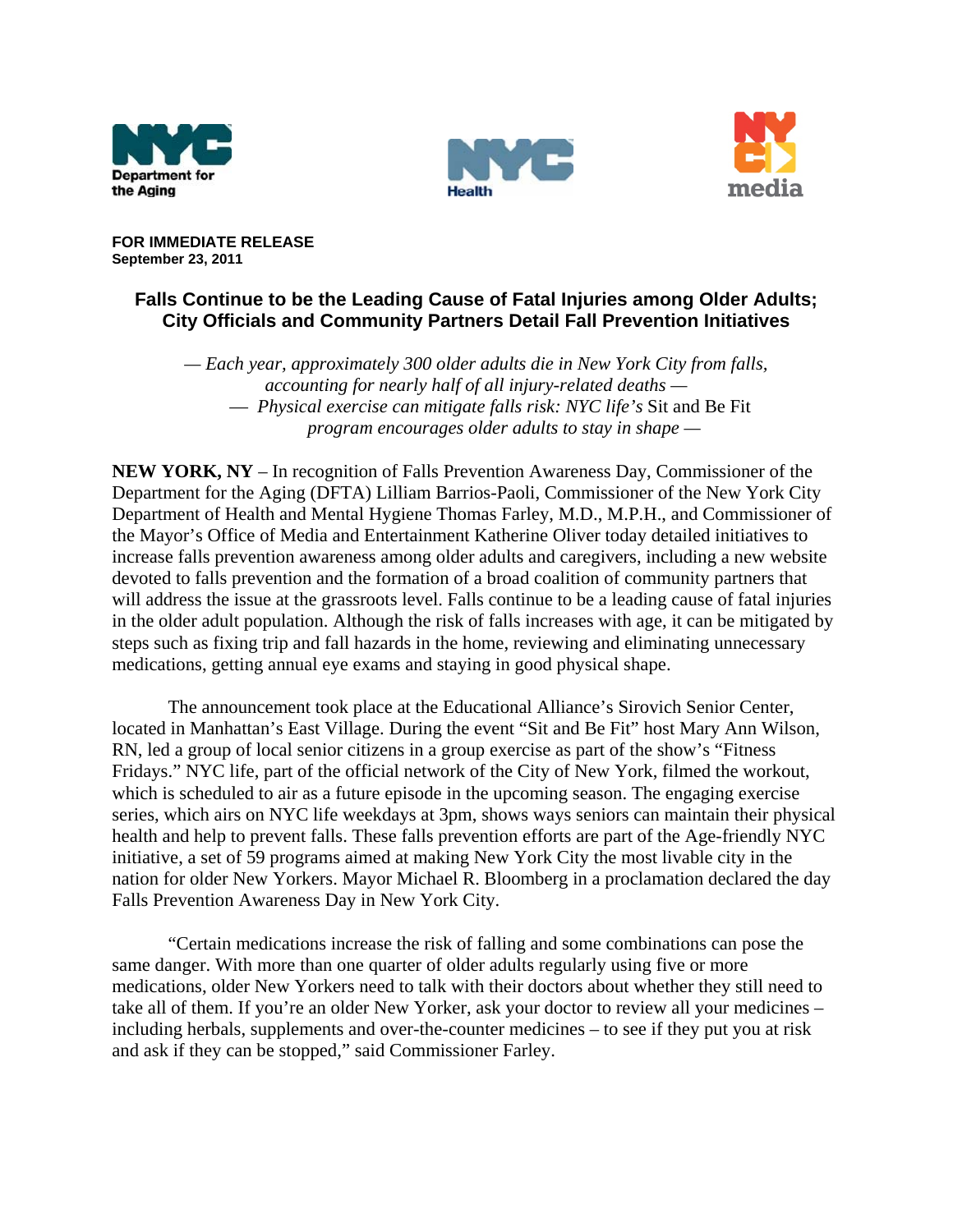**FOR IMMEDIATE RELEASE**
**September 23, 2011**

# Falls Continue to be the Leading Cause of Fatal Injuries among Older Adults; City Officials and Community Partners Detail Fall Prevention Initiatives

*— Each year, approximately 300 older adults die in New York City from falls, accounting for nearly half of all injury-related deaths —*
*— Physical exercise can mitigate falls risk: NYC life's* Sit and Be Fit *program encourages older adults to stay in shape —*

**NEW YORK, NY** – In recognition of Falls Prevention Awareness Day, Commissioner of the Department for the Aging (DFTA) Lilliam Barrios-Paoli, Commissioner of the New York City Department of Health and Mental Hygiene Thomas Farley, M.D., M.P.H., and Commissioner of the Mayor's Office of Media and Entertainment Katherine Oliver today detailed initiatives to increase falls prevention awareness among older adults and caregivers, including a new website devoted to falls prevention and the formation of a broad coalition of community partners that will address the issue at the grassroots level. Falls continue to be a leading cause of fatal injuries in the older adult population. Although the risk of falls increases with age, it can be mitigated by steps such as fixing trip and fall hazards in the home, reviewing and eliminating unnecessary medications, getting annual eye exams and staying in good physical shape.

The announcement took place at the Educational Alliance's Sirovich Senior Center, located in Manhattan's East Village. During the event "Sit and Be Fit" host Mary Ann Wilson, RN, led a group of local senior citizens in a group exercise as part of the show's "Fitness Fridays." NYC life, part of the official network of the City of New York, filmed the workout, which is scheduled to air as a future episode in the upcoming season. The engaging exercise series, which airs on NYC life weekdays at 3pm, shows ways seniors can maintain their physical health and help to prevent falls. These falls prevention efforts are part of the Age-friendly NYC initiative, a set of 59 programs aimed at making New York City the most livable city in the nation for older New Yorkers. Mayor Michael R. Bloomberg in a proclamation declared the day Falls Prevention Awareness Day in New York City.

"Certain medications increase the risk of falling and some combinations can pose the same danger. With more than one quarter of older adults regularly using five or more medications, older New Yorkers need to talk with their doctors about whether they still need to take all of them. If you're an older New Yorker, ask your doctor to review all your medicines – including herbals, supplements and over-the-counter medicines – to see if they put you at risk and ask if they can be stopped," said Commissioner Farley.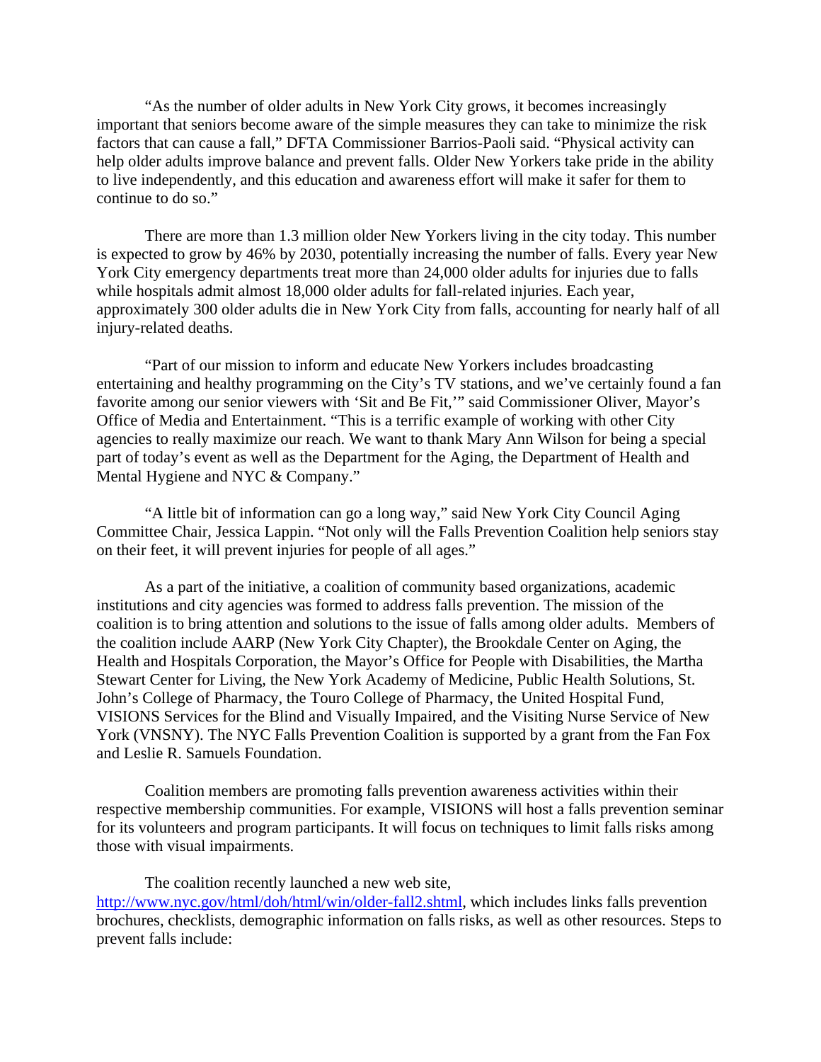"As the number of older adults in New York City grows, it becomes increasingly important that seniors become aware of the simple measures they can take to minimize the risk factors that can cause a fall," DFTA Commissioner Barrios-Paoli said. "Physical activity can help older adults improve balance and prevent falls. Older New Yorkers take pride in the ability to live independently, and this education and awareness effort will make it safer for them to continue to do so."

There are more than 1.3 million older New Yorkers living in the city today. This number is expected to grow by 46% by 2030, potentially increasing the number of falls. Every year New York City emergency departments treat more than 24,000 older adults for injuries due to falls while hospitals admit almost 18,000 older adults for fall-related injuries. Each year, approximately 300 older adults die in New York City from falls, accounting for nearly half of all injury-related deaths.

"Part of our mission to inform and educate New Yorkers includes broadcasting entertaining and healthy programming on the City's TV stations, and we've certainly found a fan favorite among our senior viewers with 'Sit and Be Fit,'" said Commissioner Oliver, Mayor's Office of Media and Entertainment. "This is a terrific example of working with other City agencies to really maximize our reach. We want to thank Mary Ann Wilson for being a special part of today's event as well as the Department for the Aging, the Department of Health and Mental Hygiene and NYC & Company."

"A little bit of information can go a long way," said New York City Council Aging Committee Chair, Jessica Lappin. "Not only will the Falls Prevention Coalition help seniors stay on their feet, it will prevent injuries for people of all ages."

As a part of the initiative, a coalition of community based organizations, academic institutions and city agencies was formed to address falls prevention. The mission of the coalition is to bring attention and solutions to the issue of falls among older adults. Members of the coalition include AARP (New York City Chapter), the Brookdale Center on Aging, the Health and Hospitals Corporation, the Mayor's Office for People with Disabilities, the Martha Stewart Center for Living, the New York Academy of Medicine, Public Health Solutions, St. John's College of Pharmacy, the Touro College of Pharmacy, the United Hospital Fund, VISIONS Services for the Blind and Visually Impaired, and the Visiting Nurse Service of New York (VNSNY). The NYC Falls Prevention Coalition is supported by a grant from the Fan Fox and Leslie R. Samuels Foundation.

Coalition members are promoting falls prevention awareness activities within their respective membership communities. For example, VISIONS will host a falls prevention seminar for its volunteers and program participants. It will focus on techniques to limit falls risks among those with visual impairments.

The coalition recently launched a new web site, http://www.nyc.gov/html/doh/html/win/older-fall2.shtml, which includes links falls prevention brochures, checklists, demographic information on falls risks, as well as other resources. Steps to prevent falls include: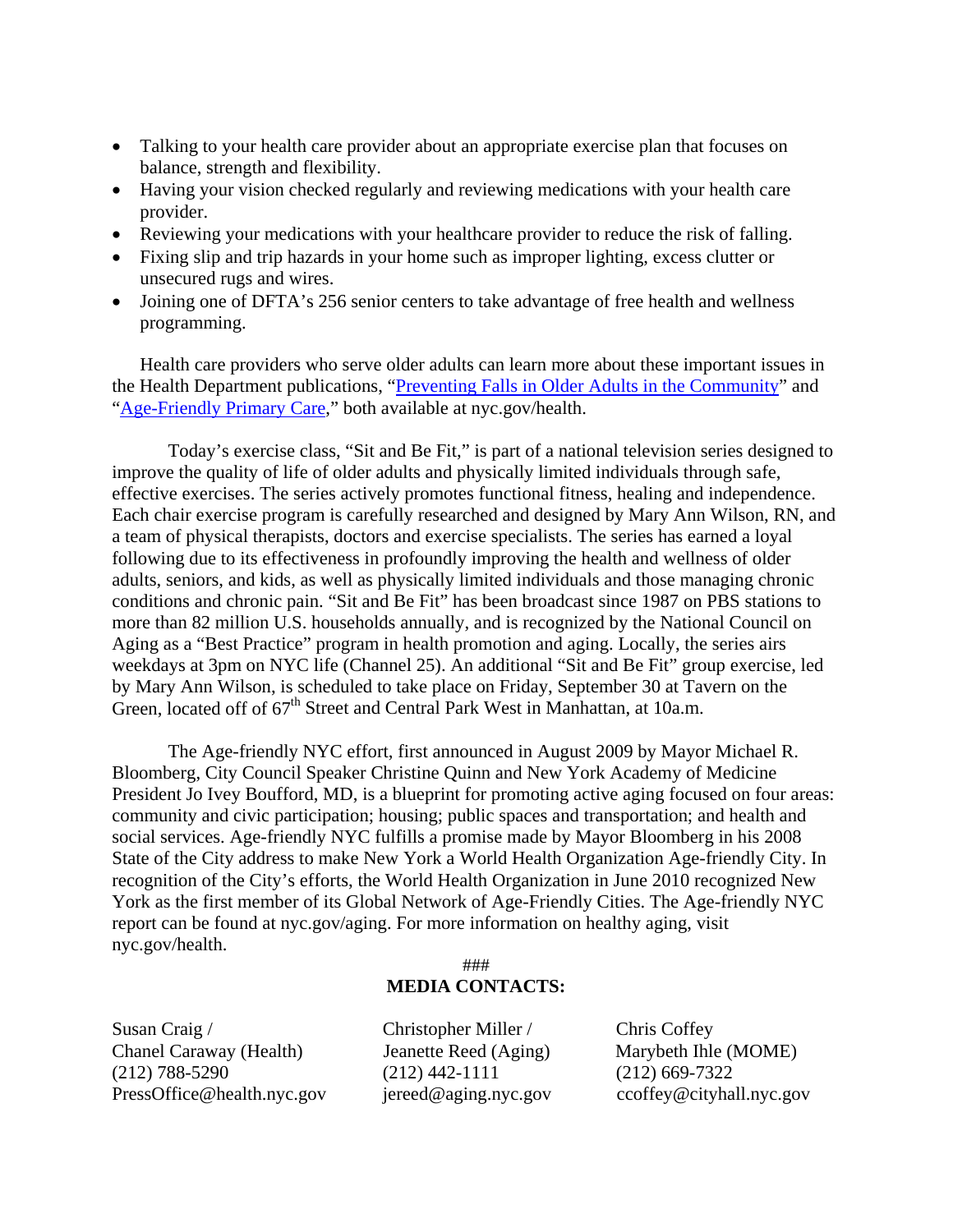- Talking to your health care provider about an appropriate exercise plan that focuses on balance, strength and flexibility.
- Having your vision checked regularly and reviewing medications with your health care provider.
- Reviewing your medications with your healthcare provider to reduce the risk of falling.
- Fixing slip and trip hazards in your home such as improper lighting, excess clutter or unsecured rugs and wires.
- Joining one of DFTA's 256 senior centers to take advantage of free health and wellness programming.

Health care providers who serve older adults can learn more about these important issues in the Health Department publications, "Preventing Falls in Older Adults in the Community" and "Age-Friendly Primary Care," both available at nyc.gov/health.

Today's exercise class, "Sit and Be Fit," is part of a national television series designed to improve the quality of life of older adults and physically limited individuals through safe, effective exercises. The series actively promotes functional fitness, healing and independence. Each chair exercise program is carefully researched and designed by Mary Ann Wilson, RN, and a team of physical therapists, doctors and exercise specialists. The series has earned a loyal following due to its effectiveness in profoundly improving the health and wellness of older adults, seniors, and kids, as well as physically limited individuals and those managing chronic conditions and chronic pain. "Sit and Be Fit" has been broadcast since 1987 on PBS stations to more than 82 million U.S. households annually, and is recognized by the National Council on Aging as a "Best Practice" program in health promotion and aging. Locally, the series airs weekdays at 3pm on NYC life (Channel 25). An additional "Sit and Be Fit" group exercise, led by Mary Ann Wilson, is scheduled to take place on Friday, September 30 at Tavern on the Green, located off of 67th Street and Central Park West in Manhattan, at 10a.m.

The Age-friendly NYC effort, first announced in August 2009 by Mayor Michael R. Bloomberg, City Council Speaker Christine Quinn and New York Academy of Medicine President Jo Ivey Boufford, MD, is a blueprint for promoting active aging focused on four areas: community and civic participation; housing; public spaces and transportation; and health and social services. Age-friendly NYC fulfills a promise made by Mayor Bloomberg in his 2008 State of the City address to make New York a World Health Organization Age-friendly City. In recognition of the City's efforts, the World Health Organization in June 2010 recognized New York as the first member of its Global Network of Age-Friendly Cities. The Age-friendly NYC report can be found at nyc.gov/aging. For more information on healthy aging, visit nyc.gov/health.

###

**MEDIA CONTACTS:**

| | | |
|---|---|---|
| Susan Craig / | Christopher Miller / | Chris Coffey |
| Chanel Caraway (Health) | Jeanette Reed (Aging) | Marybeth Ihle (MOME) |
| (212) 788-5290 | (212) 442-1111 | (212) 669-7322 |
| PressOffice@health.nyc.gov | jereed@aging.nyc.gov | ccoffey@cityhall.nyc.gov |